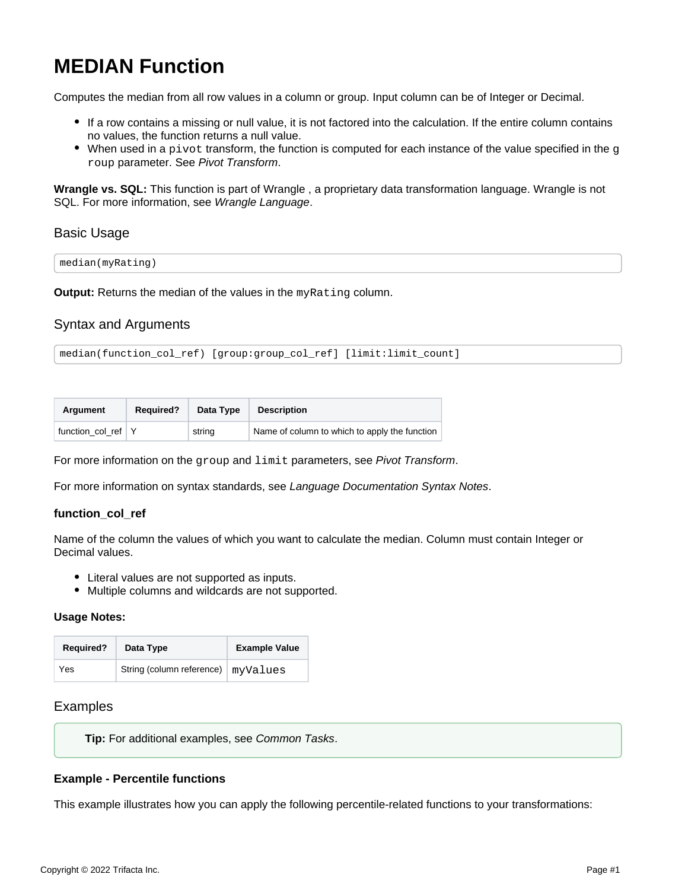# MEDIAN Function

Computes the median from all row values in a column or group. Input column can be of Integer or Decimal.

- If a row contains a missing or null value, it is not factored into the calculation. If the entire column contains no values, the function returns a null value.
- When used in a `pivot` transform, the function is computed for each instance of the value specified in the `group` parameter. See *Pivot Transform*.

**Wrangle vs. SQL:** This function is part of Wrangle , a proprietary data transformation language. Wrangle is not SQL. For more information, see *Wrangle Language*.

## Basic Usage

```
median(myRating)
```

**Output:** Returns the median of the values in the `myRating` column.

## Syntax and Arguments

```
median(function_col_ref) [group:group_col_ref] [limit:limit_count]
```

| Argument | Required? | Data Type | Description |
| --- | --- | --- | --- |
| function_col_ref | Y | string | Name of column to which to apply the function |

For more information on the `group` and `limit` parameters, see *Pivot Transform*.

For more information on syntax standards, see *Language Documentation Syntax Notes*.

### function_col_ref

Name of the column the values of which you want to calculate the median. Column must contain Integer or Decimal values.

- Literal values are not supported as inputs.
- Multiple columns and wildcards are not supported.

**Usage Notes:**

| Required? | Data Type | Example Value |
| --- | --- | --- |
| Yes | String (column reference) | `myValues` |

## Examples

**Tip:** For additional examples, see *Common Tasks*.

### Example - Percentile functions

This example illustrates how you can apply the following percentile-related functions to your transformations: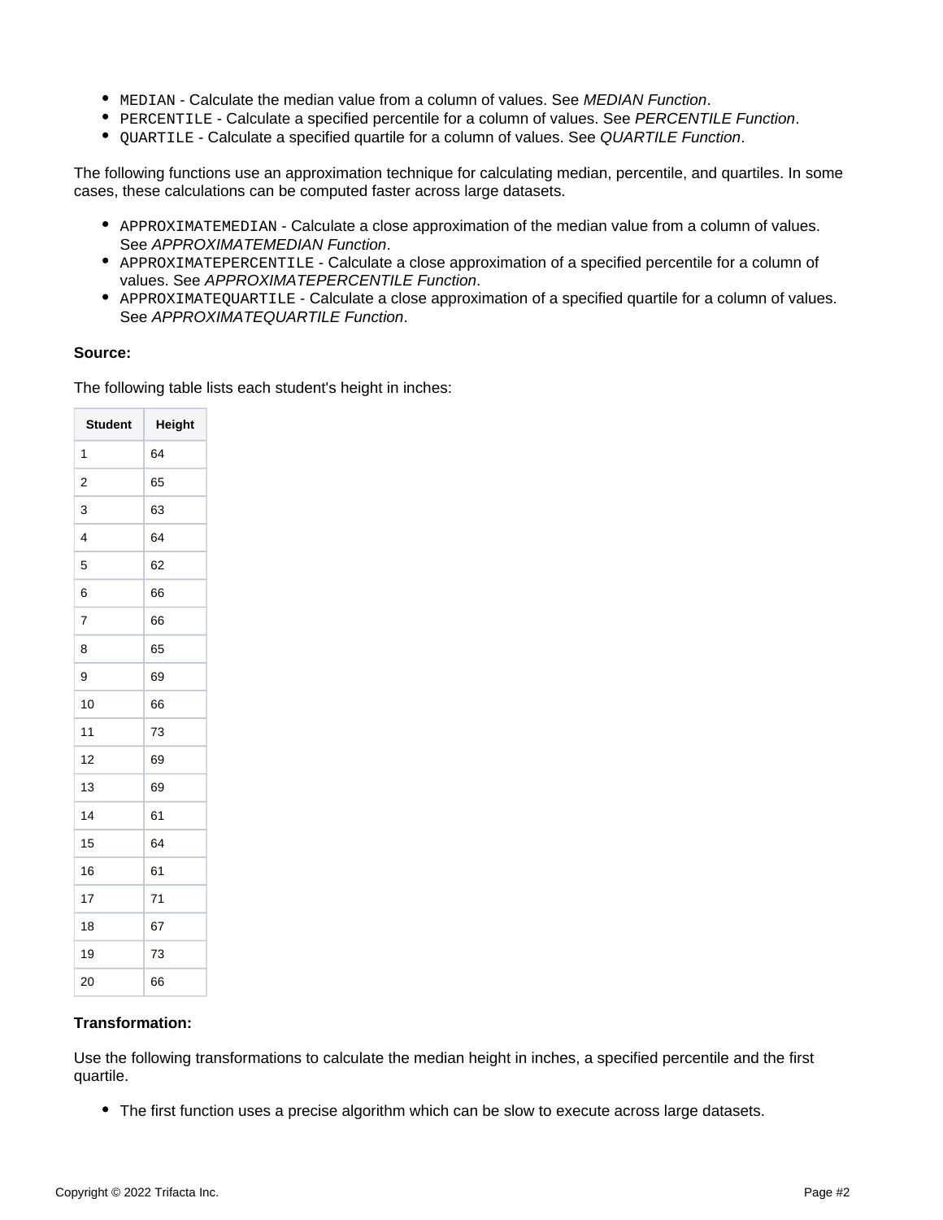- `MEDIAN` - Calculate the median value from a column of values. See *MEDIAN Function*.
- `PERCENTILE` - Calculate a specified percentile for a column of values. See *PERCENTILE Function*.
- `QUARTILE` - Calculate a specified quartile for a column of values. See *QUARTILE Function*.

The following functions use an approximation technique for calculating median, percentile, and quartiles. In some cases, these calculations can be computed faster across large datasets.

- `APPROXIMATEMEDIAN` - Calculate a close approximation of the median value from a column of values. See *APPROXIMATEMEDIAN Function*.
- `APPROXIMATEPERCENTILE` - Calculate a close approximation of a specified percentile for a column of values. See *APPROXIMATEPERCENTILE Function*.
- `APPROXIMATEQUARTILE` - Calculate a close approximation of a specified quartile for a column of values. See *APPROXIMATEQUARTILE Function*.

**Source:**

The following table lists each student's height in inches:

| Student | Height |
|---|---|
| 1 | 64 |
| 2 | 65 |
| 3 | 63 |
| 4 | 64 |
| 5 | 62 |
| 6 | 66 |
| 7 | 66 |
| 8 | 65 |
| 9 | 69 |
| 10 | 66 |
| 11 | 73 |
| 12 | 69 |
| 13 | 69 |
| 14 | 61 |
| 15 | 64 |
| 16 | 61 |
| 17 | 71 |
| 18 | 67 |
| 19 | 73 |
| 20 | 66 |

**Transformation:**

Use the following transformations to calculate the median height in inches, a specified percentile and the first quartile.

- The first function uses a precise algorithm which can be slow to execute across large datasets.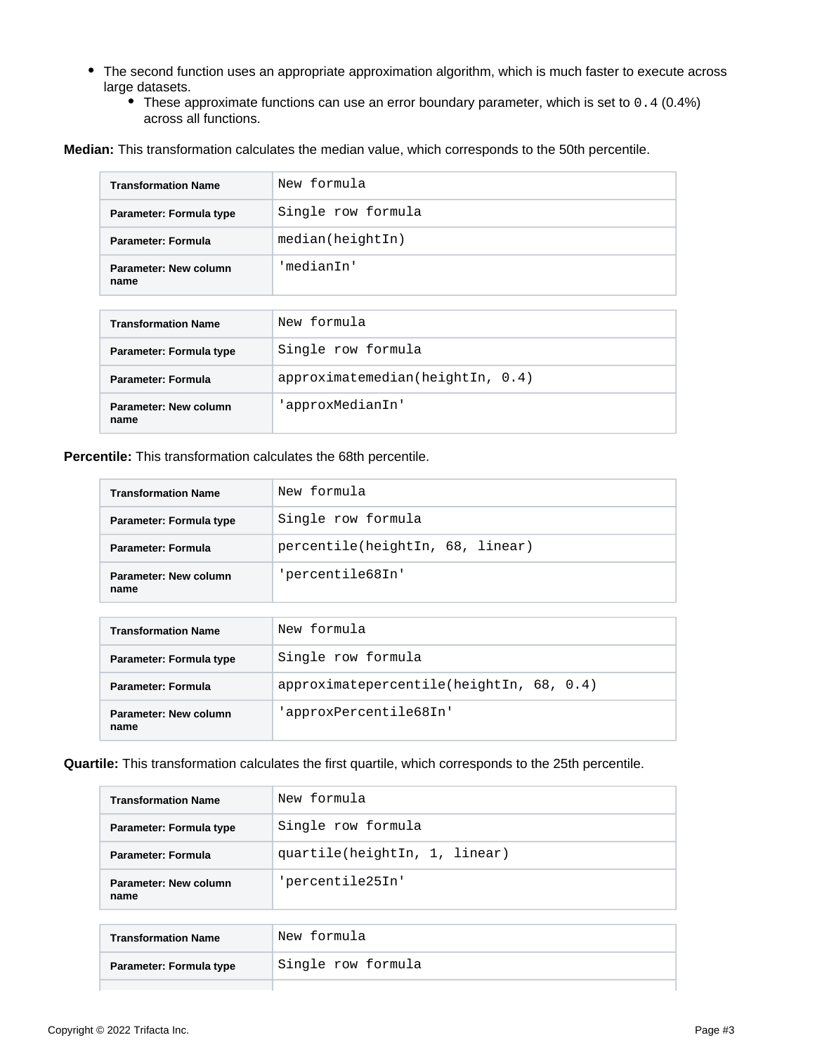- The second function uses an appropriate approximation algorithm, which is much faster to execute across large datasets.
  - These approximate functions can use an error boundary parameter, which is set to `0.4` (0.4%) across all functions.

**Median:** This transformation calculates the median value, which corresponds to the 50th percentile.

| Transformation Name | `New formula` |
|---|---|
| Parameter: Formula type | `Single row formula` |
| Parameter: Formula | `median(heightIn)` |
| Parameter: New column name | `'medianIn'` |

| Transformation Name | `New formula` |
|---|---|
| Parameter: Formula type | `Single row formula` |
| Parameter: Formula | `approximatemedian(heightIn, 0.4)` |
| Parameter: New column name | `'approxMedianIn'` |

**Percentile:** This transformation calculates the 68th percentile.

| Transformation Name | `New formula` |
|---|---|
| Parameter: Formula type | `Single row formula` |
| Parameter: Formula | `percentile(heightIn, 68, linear)` |
| Parameter: New column name | `'percentile68In'` |

| Transformation Name | `New formula` |
|---|---|
| Parameter: Formula type | `Single row formula` |
| Parameter: Formula | `approximatepercentile(heightIn, 68, 0.4)` |
| Parameter: New column name | `'approxPercentile68In'` |

**Quartile:** This transformation calculates the first quartile, which corresponds to the 25th percentile.

| Transformation Name | `New formula` |
|---|---|
| Parameter: Formula type | `Single row formula` |
| Parameter: Formula | `quartile(heightIn, 1, linear)` |
| Parameter: New column name | `'percentile25In'` |

| Transformation Name | `New formula` |
|---|---|
| Parameter: Formula type | `Single row formula` |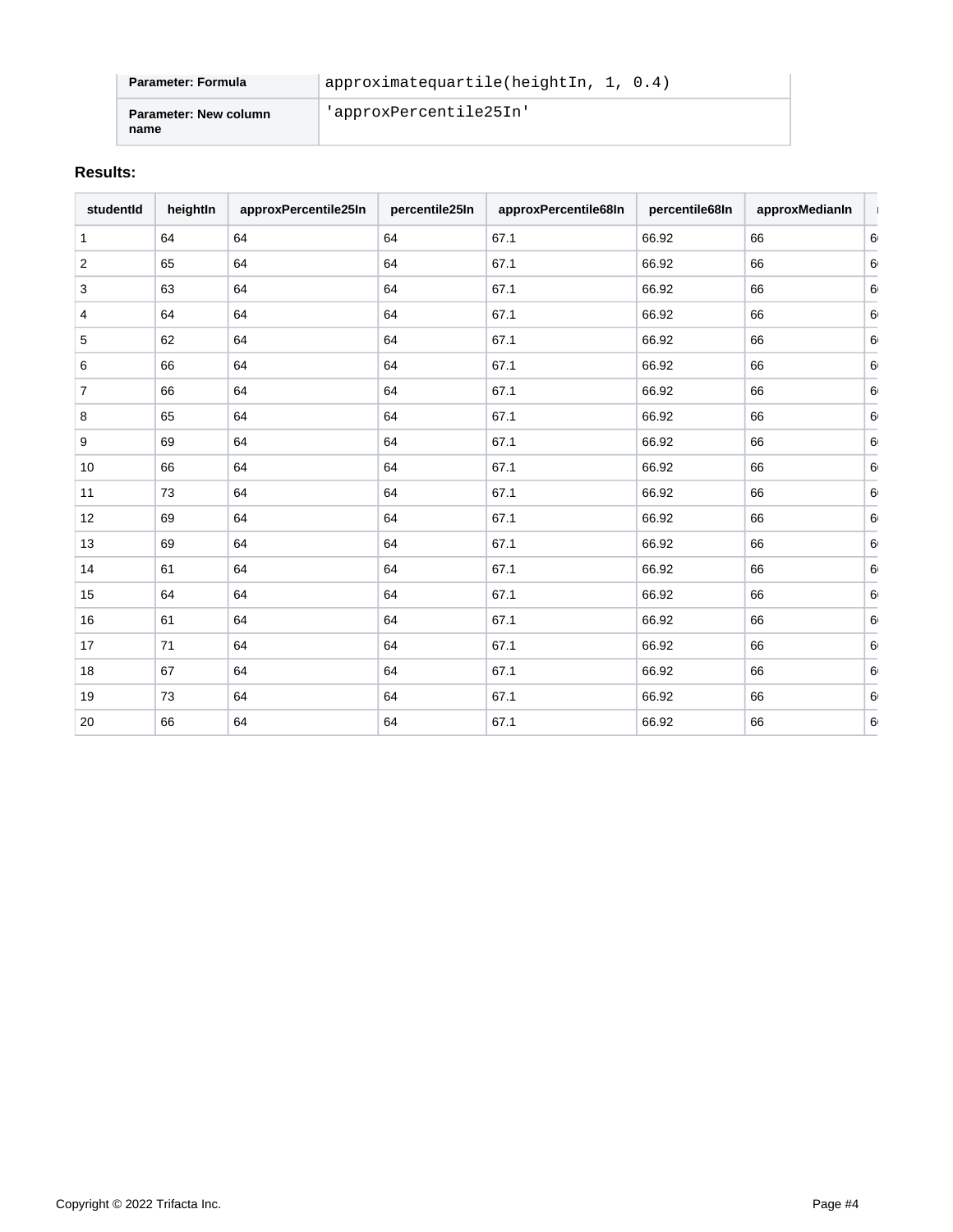| | |
|---|---|
| **Parameter: Formula** | `approximatequartile(heightIn, 1, 0.4)` |
| **Parameter: New column name** | `'approxPercentile25In'` |

**Results:**

| studentId | heightIn | approxPercentile25In | percentile25In | approxPercentile68In | percentile68In | approxMedianIn |
|---|---|---|---|---|---|---|
| 1 | 64 | 64 | 64 | 67.1 | 66.92 | 66 |
| 2 | 65 | 64 | 64 | 67.1 | 66.92 | 66 |
| 3 | 63 | 64 | 64 | 67.1 | 66.92 | 66 |
| 4 | 64 | 64 | 64 | 67.1 | 66.92 | 66 |
| 5 | 62 | 64 | 64 | 67.1 | 66.92 | 66 |
| 6 | 66 | 64 | 64 | 67.1 | 66.92 | 66 |
| 7 | 66 | 64 | 64 | 67.1 | 66.92 | 66 |
| 8 | 65 | 64 | 64 | 67.1 | 66.92 | 66 |
| 9 | 69 | 64 | 64 | 67.1 | 66.92 | 66 |
| 10 | 66 | 64 | 64 | 67.1 | 66.92 | 66 |
| 11 | 73 | 64 | 64 | 67.1 | 66.92 | 66 |
| 12 | 69 | 64 | 64 | 67.1 | 66.92 | 66 |
| 13 | 69 | 64 | 64 | 67.1 | 66.92 | 66 |
| 14 | 61 | 64 | 64 | 67.1 | 66.92 | 66 |
| 15 | 64 | 64 | 64 | 67.1 | 66.92 | 66 |
| 16 | 61 | 64 | 64 | 67.1 | 66.92 | 66 |
| 17 | 71 | 64 | 64 | 67.1 | 66.92 | 66 |
| 18 | 67 | 64 | 64 | 67.1 | 66.92 | 66 |
| 19 | 73 | 64 | 64 | 67.1 | 66.92 | 66 |
| 20 | 66 | 64 | 64 | 67.1 | 66.92 | 66 |